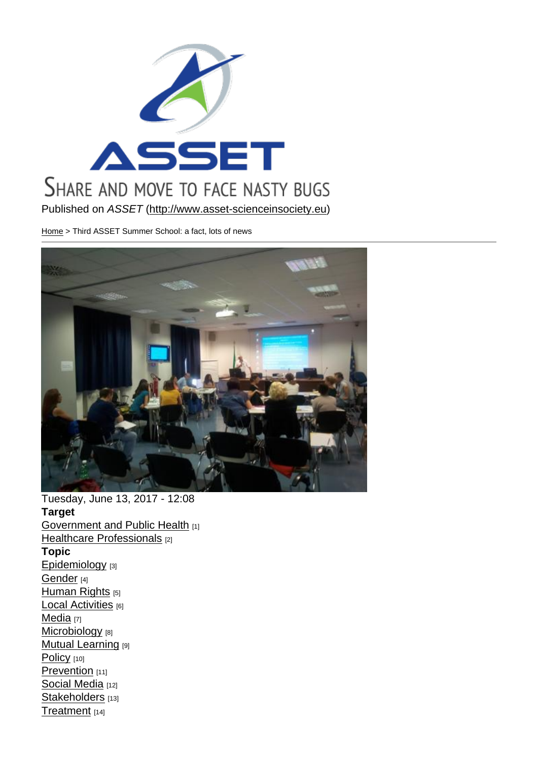ASSET

SHARE AND MOVE TO FACE NASTY BUGS

Published on *ASSET* (http://www.asset-scienceinsociety.eu)

Home > Third ASSET Summer School: a fact, lots of news

Tuesday, June 13, 2017 - 12:08

**Target**

Government and Public Health [1]
Healthcare Professionals [2]

**Topic**

Epidemiology [3]
Gender [4]
Human Rights [5]
Local Activities [6]
Media [7]
Microbiology [8]
Mutual Learning [9]
Policy [10]
Prevention [11]
Social Media [12]
Stakeholders [13]
Treatment [14]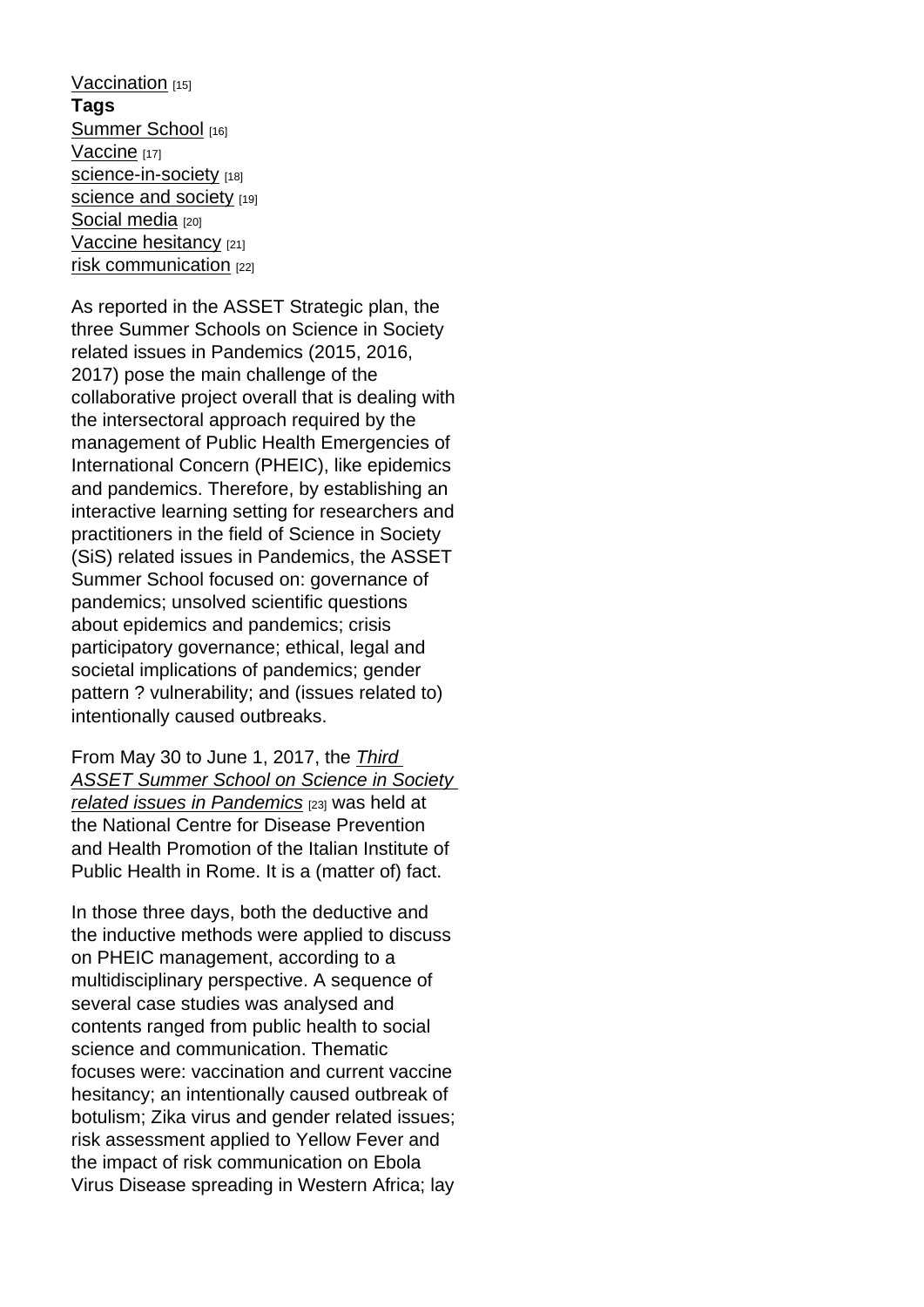Vaccination [15]

**Tags**

Summer School [16]
Vaccine [17]
science-in-society [18]
science and society [19]
Social media [20]
Vaccine hesitancy [21]
risk communication [22]

As reported in the ASSET Strategic plan, the three Summer Schools on Science in Society related issues in Pandemics (2015, 2016, 2017) pose the main challenge of the collaborative project overall that is dealing with the intersectoral approach required by the management of Public Health Emergencies of International Concern (PHEIC), like epidemics and pandemics. Therefore, by establishing an interactive learning setting for researchers and practitioners in the field of Science in Society (SiS) related issues in Pandemics, the ASSET Summer School focused on: governance of pandemics; unsolved scientific questions about epidemics and pandemics; crisis participatory governance; ethical, legal and societal implications of pandemics; gender pattern ? vulnerability; and (issues related to) intentionally caused outbreaks.

From May 30 to June 1, 2017, the *Third ASSET Summer School on Science in Society related issues in Pandemics* [23] was held at the National Centre for Disease Prevention and Health Promotion of the Italian Institute of Public Health in Rome. It is a (matter of) fact.

In those three days, both the deductive and the inductive methods were applied to discuss on PHEIC management, according to a multidisciplinary perspective. A sequence of several case studies was analysed and contents ranged from public health to social science and communication. Thematic focuses were: vaccination and current vaccine hesitancy; an intentionally caused outbreak of botulism; Zika virus and gender related issues; risk assessment applied to Yellow Fever and the impact of risk communication on Ebola Virus Disease spreading in Western Africa; lay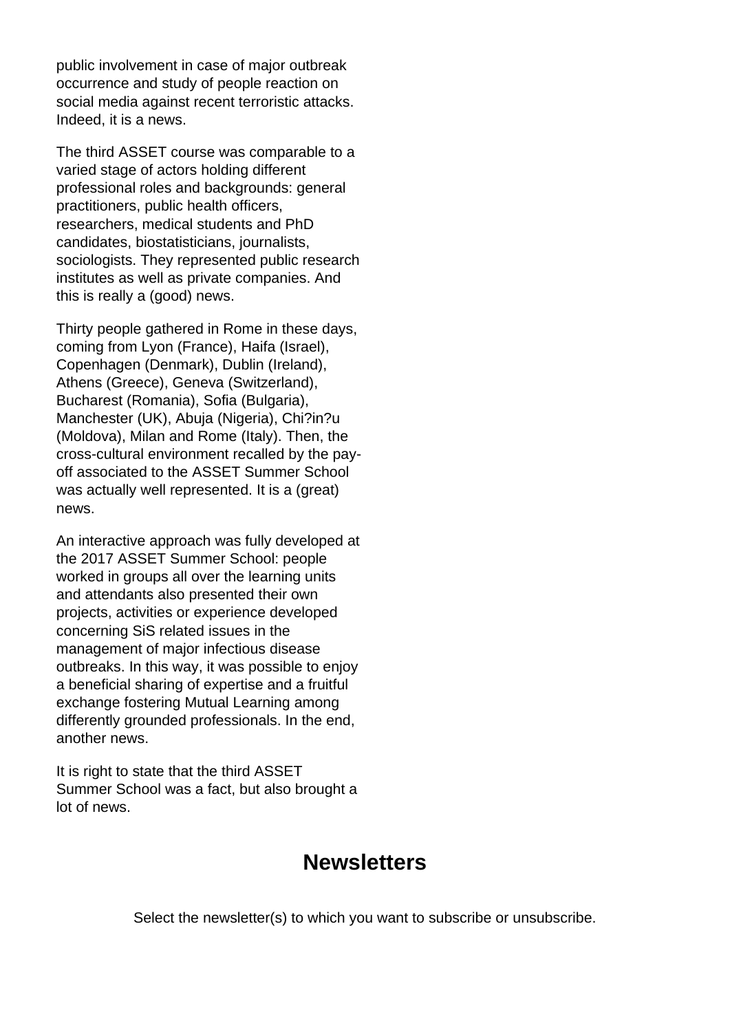public involvement in case of major outbreak occurrence and study of people reaction on social media against recent terroristic attacks. Indeed, it is a news.

The third ASSET course was comparable to a varied stage of actors holding different professional roles and backgrounds: general practitioners, public health officers, researchers, medical students and PhD candidates, biostatisticians, journalists, sociologists. They represented public research institutes as well as private companies. And this is really a (good) news.

Thirty people gathered in Rome in these days, coming from Lyon (France), Haifa (Israel), Copenhagen (Denmark), Dublin (Ireland), Athens (Greece), Geneva (Switzerland), Bucharest (Romania), Sofia (Bulgaria), Manchester (UK), Abuja (Nigeria), Chi?in?u (Moldova), Milan and Rome (Italy). Then, the cross-cultural environment recalled by the pay-off associated to the ASSET Summer School was actually well represented. It is a (great) news.

An interactive approach was fully developed at the 2017 ASSET Summer School: people worked in groups all over the learning units and attendants also presented their own projects, activities or experience developed concerning SiS related issues in the management of major infectious disease outbreaks. In this way, it was possible to enjoy a beneficial sharing of expertise and a fruitful exchange fostering Mutual Learning among differently grounded professionals. In the end, another news.

It is right to state that the third ASSET Summer School was a fact, but also brought a lot of news.

## Newsletters

Select the newsletter(s) to which you want to subscribe or unsubscribe.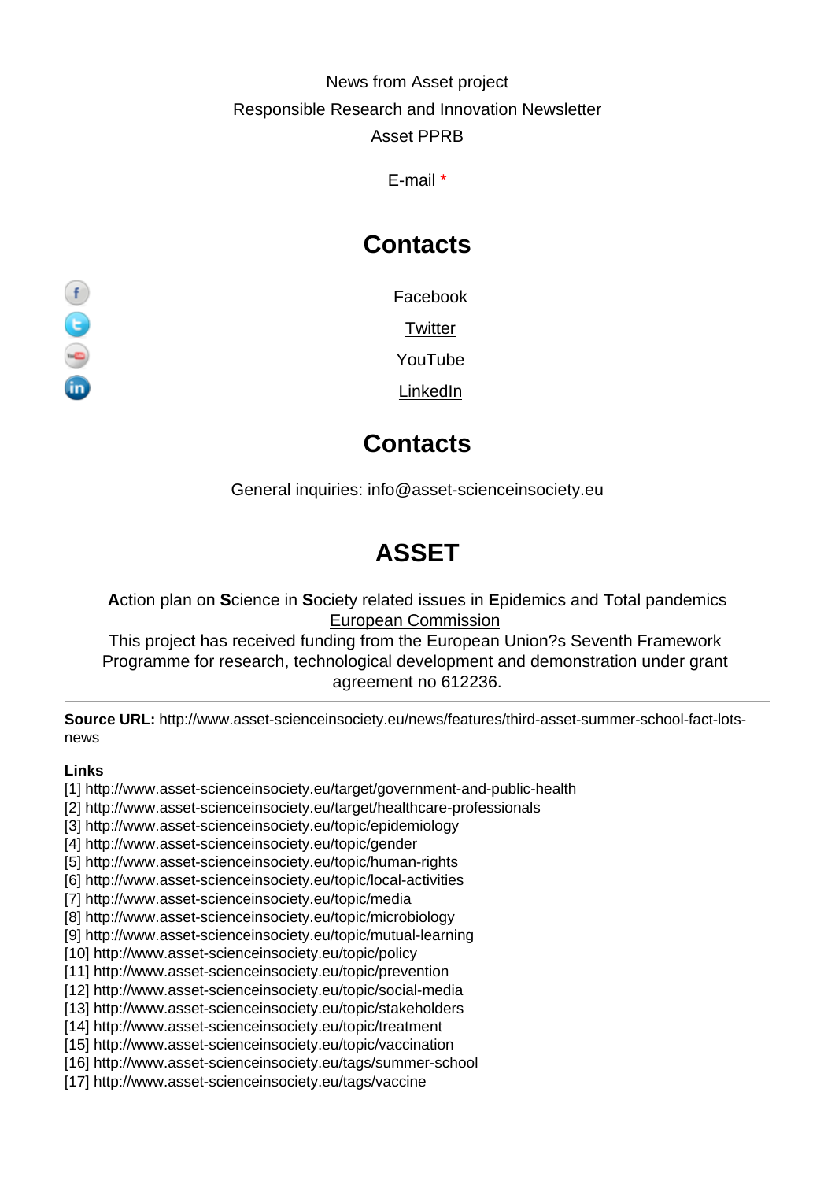News from Asset project

Responsible Research and Innovation Newsletter

Asset PPRB

E-mail *

## Contacts

Facebook

Twitter

YouTube

LinkedIn

## Contacts

General inquiries: info@asset-scienceinsociety.eu

# ASSET

**A**ction plan on **S**cience in **S**ociety related issues in **E**pidemics and **T**otal pandemics

European Commission

This project has received funding from the European Union?s Seventh Framework Programme for research, technological development and demonstration under grant agreement no 612236.

---

**Source URL:** http://www.asset-scienceinsociety.eu/news/features/third-asset-summer-school-fact-lots-news

**Links**

[1] http://www.asset-scienceinsociety.eu/target/government-and-public-health
[2] http://www.asset-scienceinsociety.eu/target/healthcare-professionals
[3] http://www.asset-scienceinsociety.eu/topic/epidemiology
[4] http://www.asset-scienceinsociety.eu/topic/gender
[5] http://www.asset-scienceinsociety.eu/topic/human-rights
[6] http://www.asset-scienceinsociety.eu/topic/local-activities
[7] http://www.asset-scienceinsociety.eu/topic/media
[8] http://www.asset-scienceinsociety.eu/topic/microbiology
[9] http://www.asset-scienceinsociety.eu/topic/mutual-learning
[10] http://www.asset-scienceinsociety.eu/topic/policy
[11] http://www.asset-scienceinsociety.eu/topic/prevention
[12] http://www.asset-scienceinsociety.eu/topic/social-media
[13] http://www.asset-scienceinsociety.eu/topic/stakeholders
[14] http://www.asset-scienceinsociety.eu/topic/treatment
[15] http://www.asset-scienceinsociety.eu/topic/vaccination
[16] http://www.asset-scienceinsociety.eu/tags/summer-school
[17] http://www.asset-scienceinsociety.eu/tags/vaccine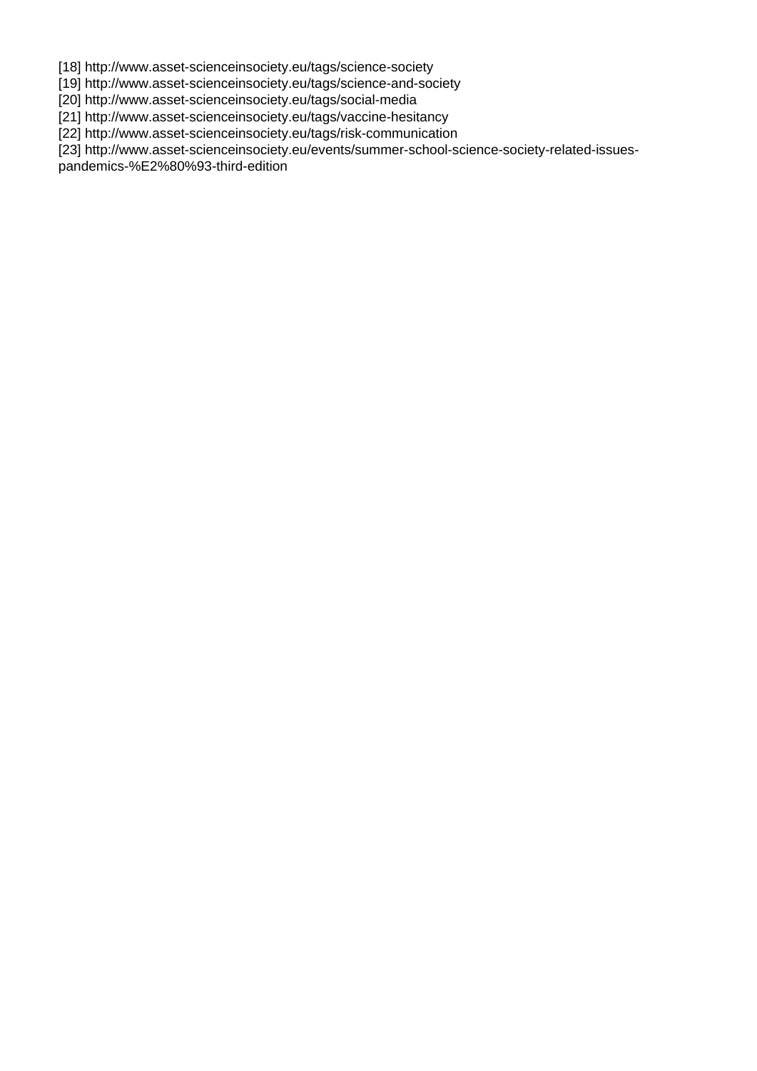[18] http://www.asset-scienceinsociety.eu/tags/science-society

[19] http://www.asset-scienceinsociety.eu/tags/science-and-society

[20] http://www.asset-scienceinsociety.eu/tags/social-media

[21] http://www.asset-scienceinsociety.eu/tags/vaccine-hesitancy

[22] http://www.asset-scienceinsociety.eu/tags/risk-communication

[23] http://www.asset-scienceinsociety.eu/events/summer-school-science-society-related-issues-pandemics-%E2%80%93-third-edition